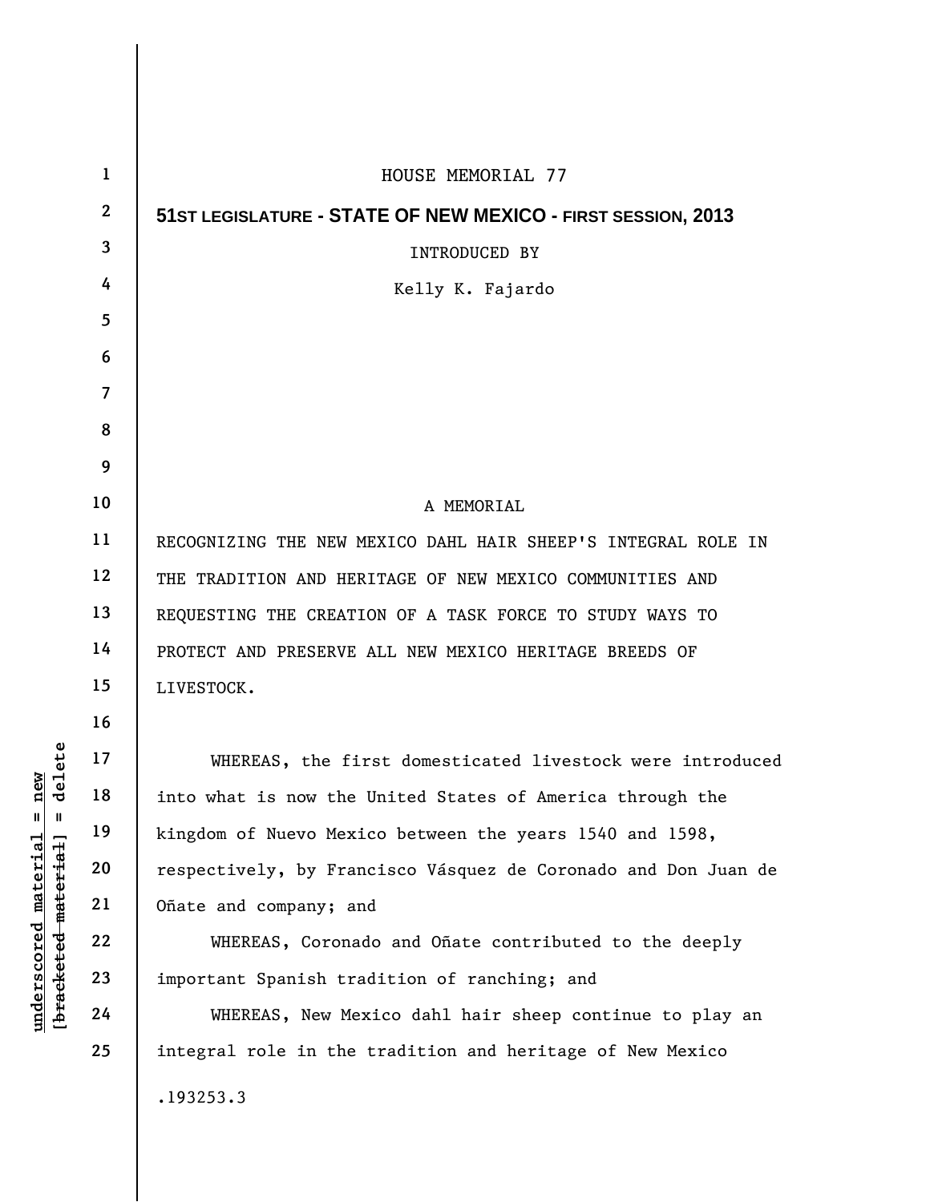HOUSE MEMORIAL 77

**51ST LEGISLATURE - STATE OF NEW MEXICO - FIRST SESSION, 2013**

INTRODUCED BY

Kelly K. Fajardo

A MEMORIAL

RECOGNIZING THE NEW MEXICO DAHL HAIR SHEEP'S INTEGRAL ROLE IN THE TRADITION AND HERITAGE OF NEW MEXICO COMMUNITIES AND REQUESTING THE CREATION OF A TASK FORCE TO STUDY WAYS TO PROTECT AND PRESERVE ALL NEW MEXICO HERITAGE BREEDS OF LIVESTOCK.

WHEREAS, the first domesticated livestock were introduced into what is now the United States of America through the kingdom of Nuevo Mexico between the years 1540 and 1598, respectively, by Francisco Vásquez de Coronado and Don Juan de Oñate and company; and

WHEREAS, Coronado and Oñate contributed to the deeply important Spanish tradition of ranching; and

WHEREAS, New Mexico dahl hair sheep continue to play an integral role in the tradition and heritage of New Mexico

.193253.3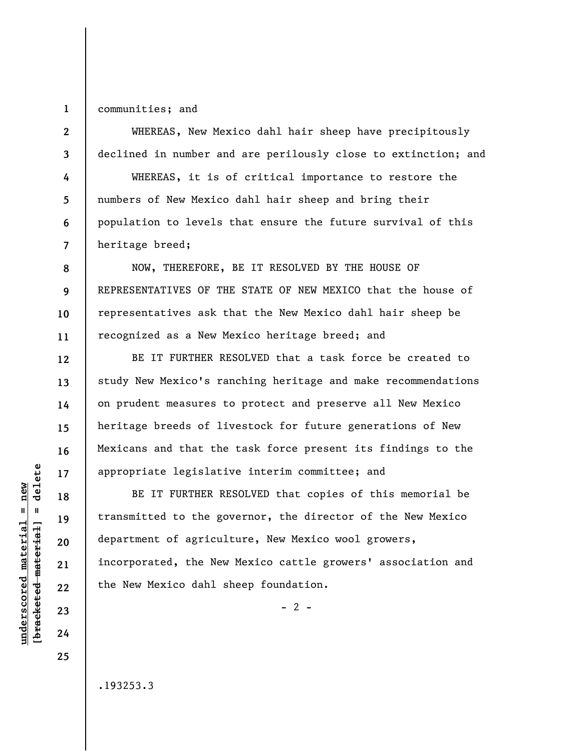communities; and

WHEREAS, New Mexico dahl hair sheep have precipitously declined in number and are perilously close to extinction; and

WHEREAS, it is of critical importance to restore the numbers of New Mexico dahl hair sheep and bring their population to levels that ensure the future survival of this heritage breed;

NOW, THEREFORE, BE IT RESOLVED BY THE HOUSE OF REPRESENTATIVES OF THE STATE OF NEW MEXICO that the house of representatives ask that the New Mexico dahl hair sheep be recognized as a New Mexico heritage breed; and

BE IT FURTHER RESOLVED that a task force be created to study New Mexico's ranching heritage and make recommendations on prudent measures to protect and preserve all New Mexico heritage breeds of livestock for future generations of New Mexicans and that the task force present its findings to the appropriate legislative interim committee; and

BE IT FURTHER RESOLVED that copies of this memorial be transmitted to the governor, the director of the New Mexico department of agriculture, New Mexico wool growers, incorporated, the New Mexico cattle growers' association and the New Mexico dahl sheep foundation.

.193253.3